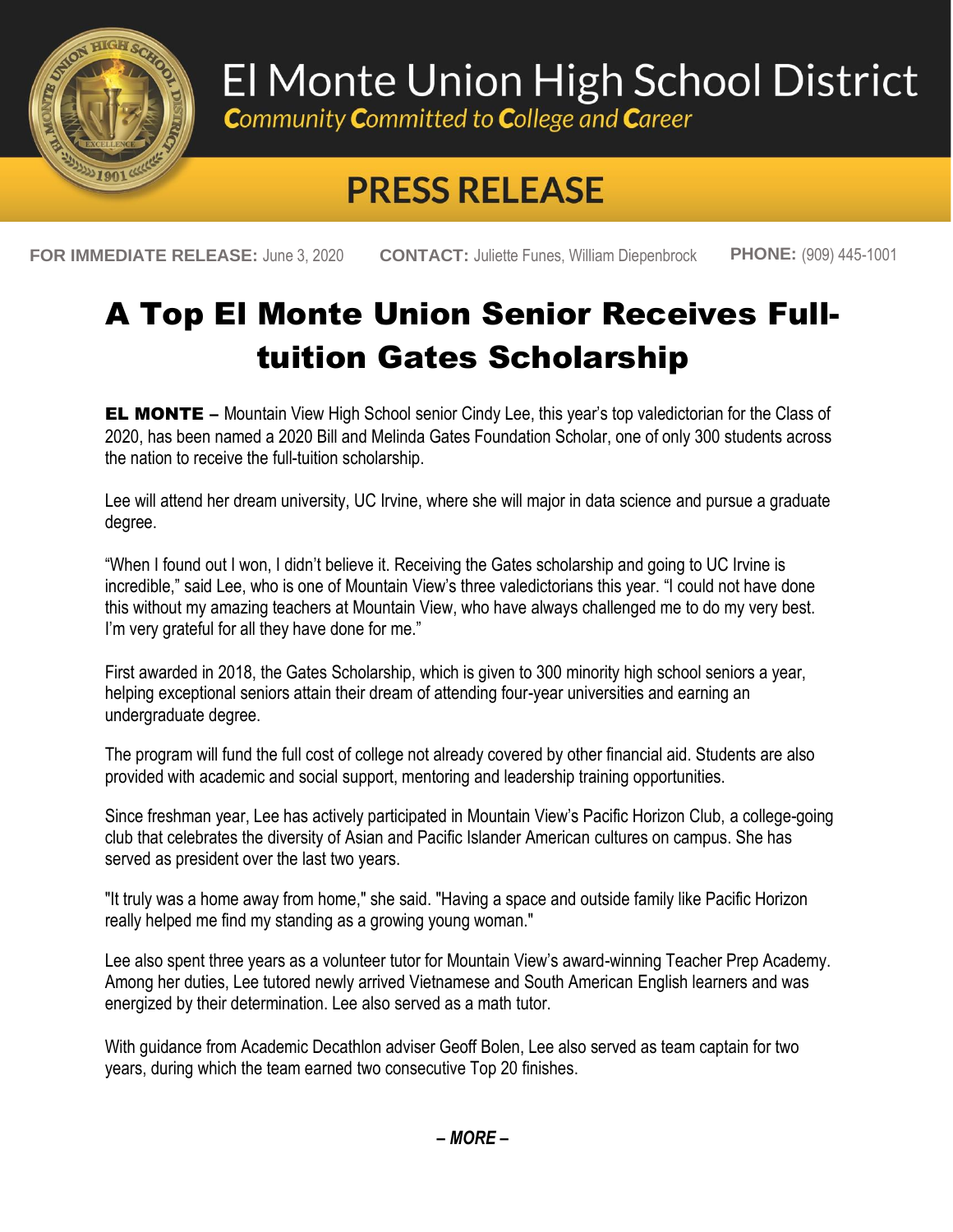# El Monte Union High School District

*Community Committed to College and Career*

## PRESS RELEASE

**FOR IMMEDIATE RELEASE:** June 3, 2020 **CONTACT:** Juliette Funes, William Diepenbrock **PHONE:** (909) 445-1001

# A Top El Monte Union Senior Receives Full-tuition Gates Scholarship

**EL MONTE –** Mountain View High School senior Cindy Lee, this year's top valedictorian for the Class of 2020, has been named a 2020 Bill and Melinda Gates Foundation Scholar, one of only 300 students across the nation to receive the full-tuition scholarship.

Lee will attend her dream university, UC Irvine, where she will major in data science and pursue a graduate degree.

"When I found out I won, I didn't believe it. Receiving the Gates scholarship and going to UC Irvine is incredible," said Lee, who is one of Mountain View's three valedictorians this year. "I could not have done this without my amazing teachers at Mountain View, who have always challenged me to do my very best. I'm very grateful for all they have done for me."

First awarded in 2018, the Gates Scholarship, which is given to 300 minority high school seniors a year, helping exceptional seniors attain their dream of attending four-year universities and earning an undergraduate degree.

The program will fund the full cost of college not already covered by other financial aid. Students are also provided with academic and social support, mentoring and leadership training opportunities.

Since freshman year, Lee has actively participated in Mountain View's Pacific Horizon Club, a college-going club that celebrates the diversity of Asian and Pacific Islander American cultures on campus. She has served as president over the last two years.

"It truly was a home away from home," she said. "Having a space and outside family like Pacific Horizon really helped me find my standing as a growing young woman."

Lee also spent three years as a volunteer tutor for Mountain View's award-winning Teacher Prep Academy. Among her duties, Lee tutored newly arrived Vietnamese and South American English learners and was energized by their determination. Lee also served as a math tutor.

With guidance from Academic Decathlon adviser Geoff Bolen, Lee also served as team captain for two years, during which the team earned two consecutive Top 20 finishes.

***– MORE –***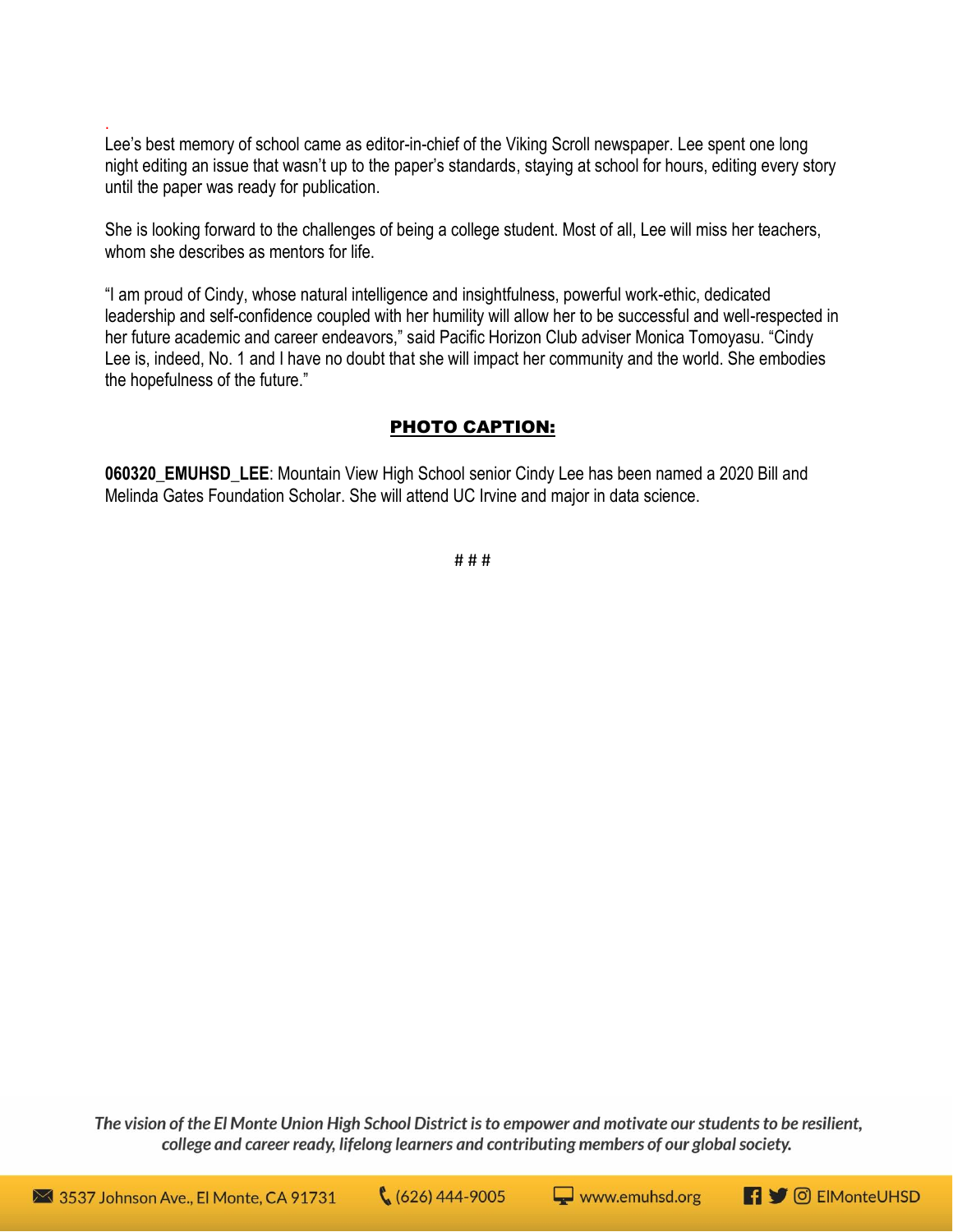Lee's best memory of school came as editor-in-chief of the Viking Scroll newspaper. Lee spent one long night editing an issue that wasn't up to the paper's standards, staying at school for hours, editing every story until the paper was ready for publication.

She is looking forward to the challenges of being a college student. Most of all, Lee will miss her teachers, whom she describes as mentors for life.

"I am proud of Cindy, whose natural intelligence and insightfulness, powerful work-ethic, dedicated leadership and self-confidence coupled with her humility will allow her to be successful and well-respected in her future academic and career endeavors," said Pacific Horizon Club adviser Monica Tomoyasu. "Cindy Lee is, indeed, No. 1 and I have no doubt that she will impact her community and the world. She embodies the hopefulness of the future."

**PHOTO CAPTION:**

**060320_EMUHSD_LEE**: Mountain View High School senior Cindy Lee has been named a 2020 Bill and Melinda Gates Foundation Scholar. She will attend UC Irvine and major in data science.

# # #

*The vision of the El Monte Union High School District is to empower and motivate our students to be resilient, college and career ready, lifelong learners and contributing members of our global society.*

3537 Johnson Ave., El Monte, CA 91731 | (626) 444-9005 | www.emuhsd.org | ElMonteUHSD